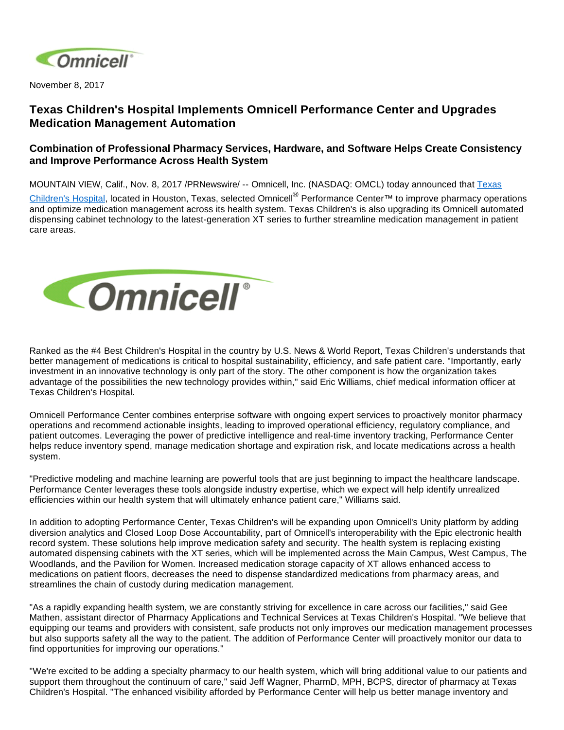November 8, 2017

# Texas Children's Hospital Implements Omnicell Performance Center and Upgrades Medication Management Automation

## Combination of Professional Pharmacy Services, Hardware, and Software Helps Create Consistency and Improve Performance Across Health System

MOUNTAIN VIEW, Calif., Nov. 8, 2017 /PRNewswire/ -- Omnicell, Inc. (NASDAQ: OMCL) today announced that Texas Children's Hospital, located in Houston, Texas, selected Omnicell® Performance Center™ to improve pharmacy operations and optimize medication management across its health system. Texas Children's is also upgrading its Omnicell automated dispensing cabinet technology to the latest-generation XT series to further streamline medication management in patient care areas.

Ranked as the #4 Best Children's Hospital in the country by U.S. News & World Report, Texas Children's understands that better management of medications is critical to hospital sustainability, efficiency, and safe patient care. "Importantly, early investment in an innovative technology is only part of the story. The other component is how the organization takes advantage of the possibilities the new technology provides within," said Eric Williams, chief medical information officer at Texas Children's Hospital.

Omnicell Performance Center combines enterprise software with ongoing expert services to proactively monitor pharmacy operations and recommend actionable insights, leading to improved operational efficiency, regulatory compliance, and patient outcomes. Leveraging the power of predictive intelligence and real-time inventory tracking, Performance Center helps reduce inventory spend, manage medication shortage and expiration risk, and locate medications across a health system.

"Predictive modeling and machine learning are powerful tools that are just beginning to impact the healthcare landscape. Performance Center leverages these tools alongside industry expertise, which we expect will help identify unrealized efficiencies within our health system that will ultimately enhance patient care," Williams said.

In addition to adopting Performance Center, Texas Children's will be expanding upon Omnicell's Unity platform by adding diversion analytics and Closed Loop Dose Accountability, part of Omnicell's interoperability with the Epic electronic health record system. These solutions help improve medication safety and security. The health system is replacing existing automated dispensing cabinets with the XT series, which will be implemented across the Main Campus, West Campus, The Woodlands, and the Pavilion for Women. Increased medication storage capacity of XT allows enhanced access to medications on patient floors, decreases the need to dispense standardized medications from pharmacy areas, and streamlines the chain of custody during medication management.

"As a rapidly expanding health system, we are constantly striving for excellence in care across our facilities," said Gee Mathen, assistant director of Pharmacy Applications and Technical Services at Texas Children's Hospital. "We believe that equipping our teams and providers with consistent, safe products not only improves our medication management processes but also supports safety all the way to the patient. The addition of Performance Center will proactively monitor our data to find opportunities for improving our operations."

"We're excited to be adding a specialty pharmacy to our health system, which will bring additional value to our patients and support them throughout the continuum of care," said Jeff Wagner, PharmD, MPH, BCPS, director of pharmacy at Texas Children's Hospital. "The enhanced visibility afforded by Performance Center will help us better manage inventory and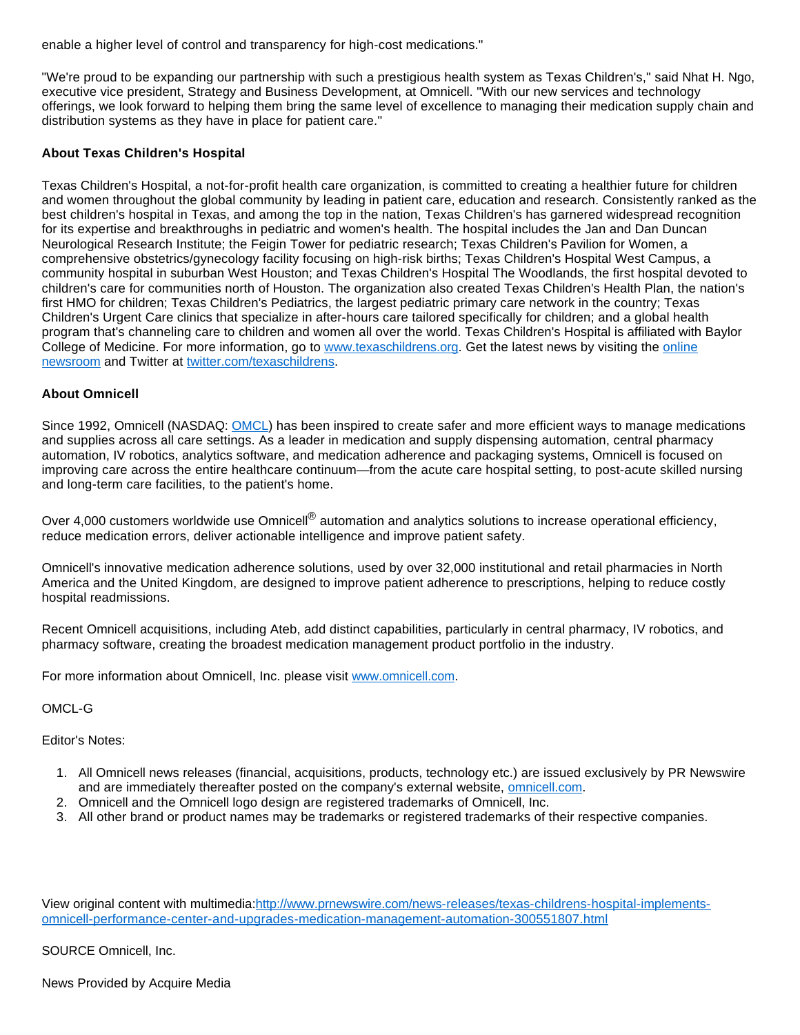enable a higher level of control and transparency for high-cost medications."

"We're proud to be expanding our partnership with such a prestigious health system as Texas Children's," said Nhat H. Ngo, executive vice president, Strategy and Business Development, at Omnicell. "With our new services and technology offerings, we look forward to helping them bring the same level of excellence to managing their medication supply chain and distribution systems as they have in place for patient care."

**About Texas Children's Hospital**

Texas Children's Hospital, a not-for-profit health care organization, is committed to creating a healthier future for children and women throughout the global community by leading in patient care, education and research. Consistently ranked as the best children's hospital in Texas, and among the top in the nation, Texas Children's has garnered widespread recognition for its expertise and breakthroughs in pediatric and women's health. The hospital includes the Jan and Dan Duncan Neurological Research Institute; the Feigin Tower for pediatric research; Texas Children's Pavilion for Women, a comprehensive obstetrics/gynecology facility focusing on high-risk births; Texas Children's Hospital West Campus, a community hospital in suburban West Houston; and Texas Children's Hospital The Woodlands, the first hospital devoted to children's care for communities north of Houston. The organization also created Texas Children's Health Plan, the nation's first HMO for children; Texas Children's Pediatrics, the largest pediatric primary care network in the country; Texas Children's Urgent Care clinics that specialize in after-hours care tailored specifically for children; and a global health program that's channeling care to children and women all over the world. Texas Children's Hospital is affiliated with Baylor College of Medicine. For more information, go to [www.texaschildrens.org](http://www.texaschildrens.org). Get the latest news by visiting the [online newsroom](#) and Twitter at [twitter.com/texaschildrens](http://twitter.com/texaschildrens).

**About Omnicell**

Since 1992, Omnicell (NASDAQ: [OMCL](#)) has been inspired to create safer and more efficient ways to manage medications and supplies across all care settings. As a leader in medication and supply dispensing automation, central pharmacy automation, IV robotics, analytics software, and medication adherence and packaging systems, Omnicell is focused on improving care across the entire healthcare continuum—from the acute care hospital setting, to post-acute skilled nursing and long-term care facilities, to the patient's home.

Over 4,000 customers worldwide use Omnicell® automation and analytics solutions to increase operational efficiency, reduce medication errors, deliver actionable intelligence and improve patient safety.

Omnicell's innovative medication adherence solutions, used by over 32,000 institutional and retail pharmacies in North America and the United Kingdom, are designed to improve patient adherence to prescriptions, helping to reduce costly hospital readmissions.

Recent Omnicell acquisitions, including Ateb, add distinct capabilities, particularly in central pharmacy, IV robotics, and pharmacy software, creating the broadest medication management product portfolio in the industry.

For more information about Omnicell, Inc. please visit [www.omnicell.com](http://www.omnicell.com).

OMCL-G

Editor's Notes:

1. All Omnicell news releases (financial, acquisitions, products, technology etc.) are issued exclusively by PR Newswire and are immediately thereafter posted on the company's external website, [omnicell.com](http://omnicell.com).
2. Omnicell and the Omnicell logo design are registered trademarks of Omnicell, Inc.
3. All other brand or product names may be trademarks or registered trademarks of their respective companies.

View original content with multimedia:[http://www.prnewswire.com/news-releases/texas-childrens-hospital-implements-omnicell-performance-center-and-upgrades-medication-management-automation-300551807.html](http://www.prnewswire.com/news-releases/texas-childrens-hospital-implements-omnicell-performance-center-and-upgrades-medication-management-automation-300551807.html)

SOURCE Omnicell, Inc.

News Provided by Acquire Media